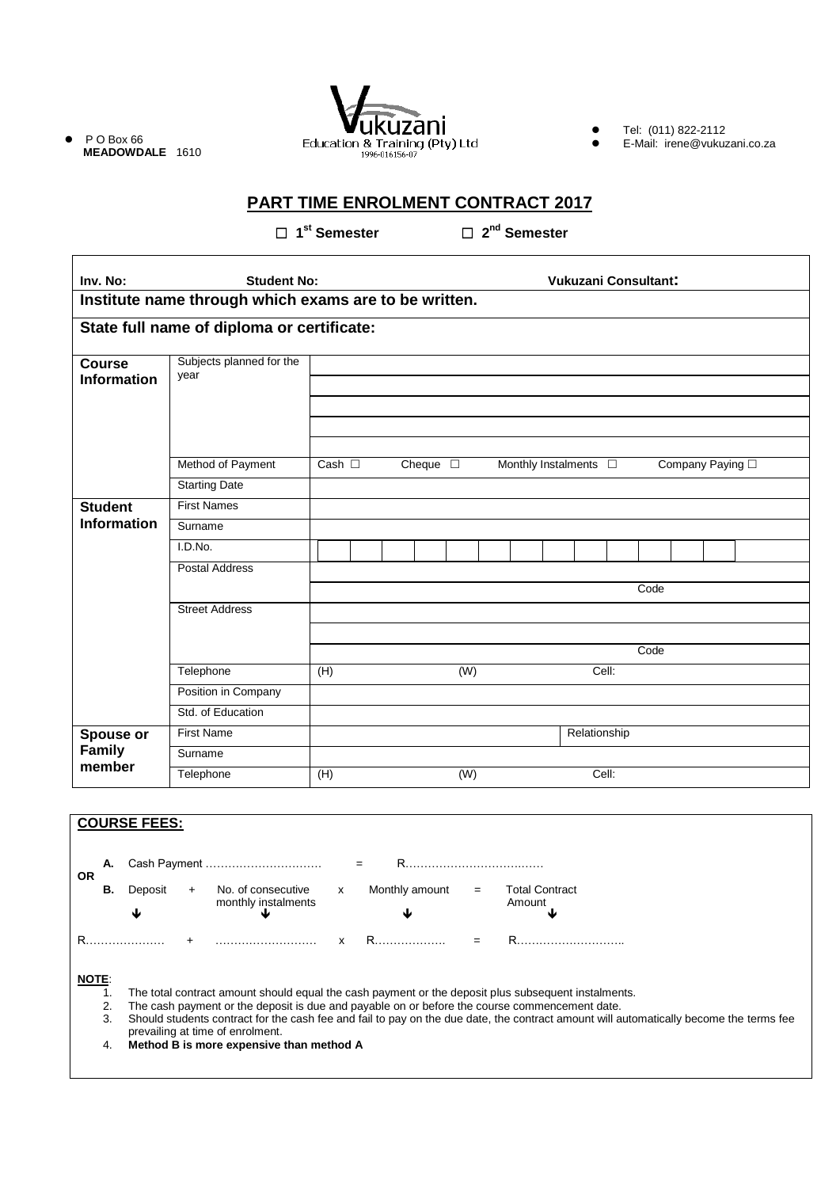- P O Box 66
  **MEADOWDALE** 1610

Vukuzani
Education & Training (Pty) Ltd
1996-016156-07

- Tel: (011) 822-2112
- E-Mail: irene@vukuzani.co.za

# PART TIME ENROLMENT CONTRACT 2017

☐ **1st Semester** ☐ **2nd Semester**

| **Inv. No:** | **Student No:** | **Vukuzani Consultant:** |
|---|---|---|
| **Institute name through which exams are to be written.** | | |
| **State full name of diploma or certificate:** | | |

| | | |
|---|---|---|
| **Course Information** | Subjects planned for the year | |
| | | |
| | | |
| | | |
| | | |
| | Method of Payment | Cash ☐ Cheque ☐ Monthly Instalments ☐ Company Paying ☐ |
| | Starting Date | |
| **Student Information** | First Names | |
| | Surname | |
| | I.D.No. | |
| | Postal Address | |
| | | Code |
| | Street Address | |
| | | |
| | | Code |
| | Telephone | (H) (W) Cell: |
| | Position in Company | |
| | Std. of Education | |
| **Spouse or Family member** | First Name | Relationship |
| | Surname | |
| | Telephone | (H) (W) Cell: |

## COURSE FEES:

**A.** Cash Payment ………………………… = R………………………………

**OR**

**B.** Deposit + No. of consecutive monthly instalments x Monthly amount = Total Contract Amount

R………………… + ……………………… x R………………. = R………………………..

**NOTE**:

1. The total contract amount should equal the cash payment or the deposit plus subsequent instalments.
2. The cash payment or the deposit is due and payable on or before the course commencement date.
3. Should students contract for the cash fee and fail to pay on the due date, the contract amount will automatically become the terms fee prevailing at time of enrolment.
4. **Method B is more expensive than method A**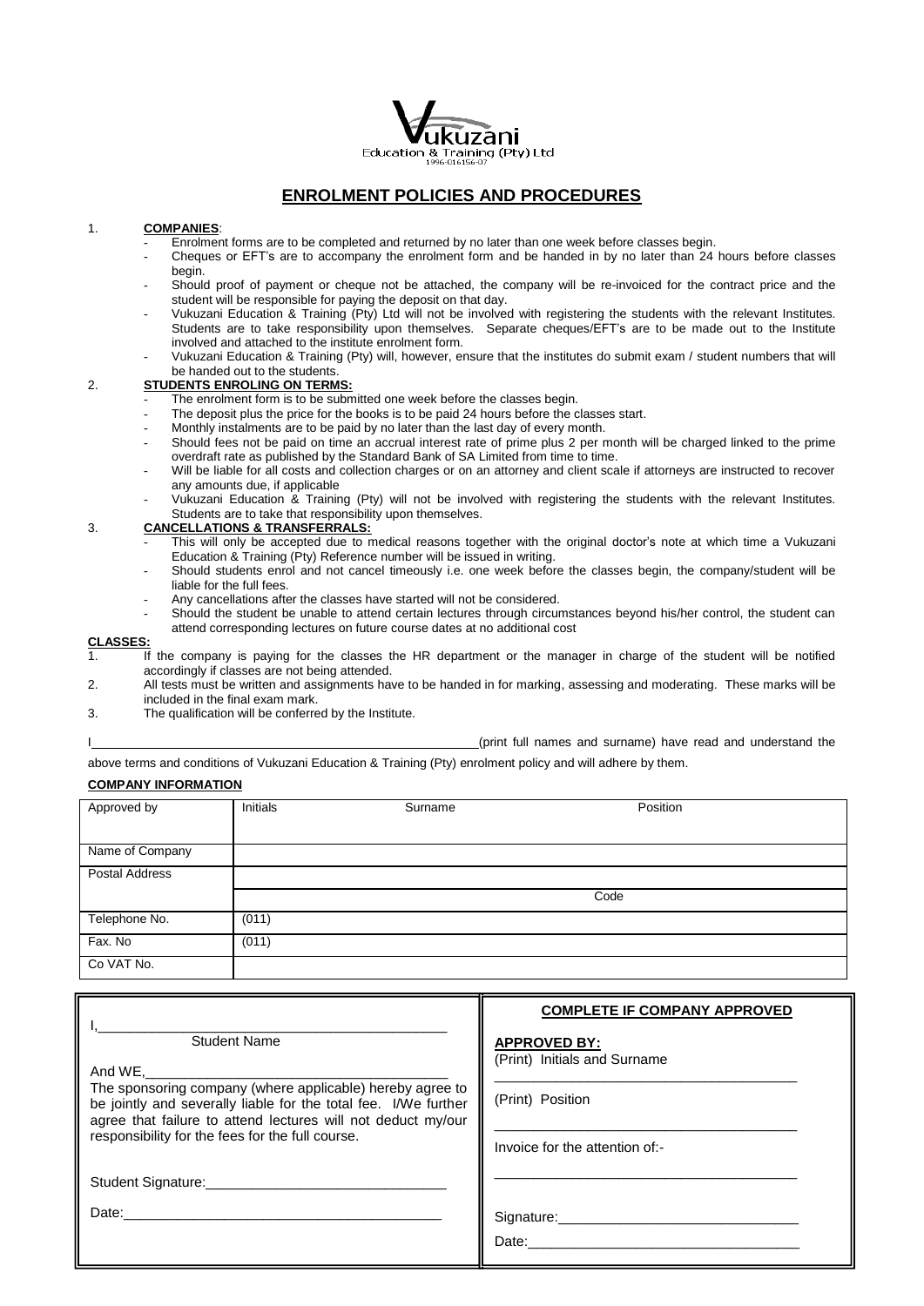Vukuzani
Education & Training (Pty) Ltd
1996-016156-07

# ENROLMENT POLICIES AND PROCEDURES

1. **COMPANIES**:
   - Enrolment forms are to be completed and returned by no later than one week before classes begin.
   - Cheques or EFT's are to accompany the enrolment form and be handed in by no later than 24 hours before classes begin.
   - Should proof of payment or cheque not be attached, the company will be re-invoiced for the contract price and the student will be responsible for paying the deposit on that day.
   - Vukuzani Education & Training (Pty) Ltd will not be involved with registering the students with the relevant Institutes. Students are to take responsibility upon themselves. Separate cheques/EFT's are to be made out to the Institute involved and attached to the institute enrolment form.
   - Vukuzani Education & Training (Pty) will, however, ensure that the institutes do submit exam / student numbers that will be handed out to the students.
2. **STUDENTS ENROLING ON TERMS:**
   - The enrolment form is to be submitted one week before the classes begin.
   - The deposit plus the price for the books is to be paid 24 hours before the classes start.
   - Monthly instalments are to be paid by no later than the last day of every month.
   - Should fees not be paid on time an accrual interest rate of prime plus 2 per month will be charged linked to the prime overdraft rate as published by the Standard Bank of SA Limited from time to time.
   - Will be liable for all costs and collection charges or on an attorney and client scale if attorneys are instructed to recover any amounts due, if applicable
   - Vukuzani Education & Training (Pty) will not be involved with registering the students with the relevant Institutes. Students are to take that responsibility upon themselves.
3. **CANCELLATIONS & TRANSFERRALS:**
   - This will only be accepted due to medical reasons together with the original doctor's note at which time a Vukuzani Education & Training (Pty) Reference number will be issued in writing.
   - Should students enrol and not cancel timeously i.e. one week before the classes begin, the company/student will be liable for the full fees.
   - Any cancellations after the classes have started will not be considered.
   - Should the student be unable to attend certain lectures through circumstances beyond his/her control, the student can attend corresponding lectures on future course dates at no additional cost

**CLASSES:**

1. If the company is paying for the classes the HR department or the manager in charge of the student will be notified accordingly if classes are not being attended.
2. All tests must be written and assignments have to be handed in for marking, assessing and moderating. These marks will be included in the final exam mark.
3. The qualification will be conferred by the Institute.

I\_\_\_\_\_\_\_\_\_\_\_\_\_\_\_\_\_\_\_\_\_\_\_\_\_\_\_\_\_\_\_\_\_\_\_\_\_\_\_\_\_\_(print full names and surname) have read and understand the above terms and conditions of Vukuzani Education & Training (Pty) enrolment policy and will adhere by them.

**COMPANY INFORMATION**

| | | | |
|---|---|---|---|
| Approved by | Initials | Surname | Position |
| Name of Company | | | |
| Postal Address | | | |
| | | | Code |
| Telephone No. | (011) | | |
| Fax. No | (011) | | |
| Co VAT No. | | | |

| | |
|---|---|
| I,\_\_\_\_\_\_\_\_\_\_\_\_\_\_\_\_\_\_\_\_\_\_\_\_\_\_\_\_\_\_ Student Name | **COMPLETE IF COMPANY APPROVED** |
| And WE,\_\_\_\_\_\_\_\_\_\_\_\_\_\_\_\_\_\_\_\_\_\_\_\_\_\_ The sponsoring company (where applicable) hereby agree to be jointly and severally liable for the total fee. I/We further agree that failure to attend lectures will not deduct my/our responsibility for the fees for the full course. | **APPROVED BY:** (Print) Initials and Surname \_\_\_\_\_\_\_\_\_\_\_\_\_\_\_\_\_\_\_\_ (Print) Position \_\_\_\_\_\_\_\_\_\_\_\_\_\_\_\_\_\_\_\_ Invoice for the attention of:- \_\_\_\_\_\_\_\_\_\_\_\_\_\_\_\_\_\_\_\_ |
| Student Signature:\_\_\_\_\_\_\_\_\_\_\_\_\_\_\_\_\_\_\_\_ | Signature:\_\_\_\_\_\_\_\_\_\_\_\_\_\_\_\_\_\_\_\_ |
| Date:\_\_\_\_\_\_\_\_\_\_\_\_\_\_\_\_\_\_\_\_\_\_\_\_\_\_ | Date:\_\_\_\_\_\_\_\_\_\_\_\_\_\_\_\_\_\_\_\_\_\_\_\_ |